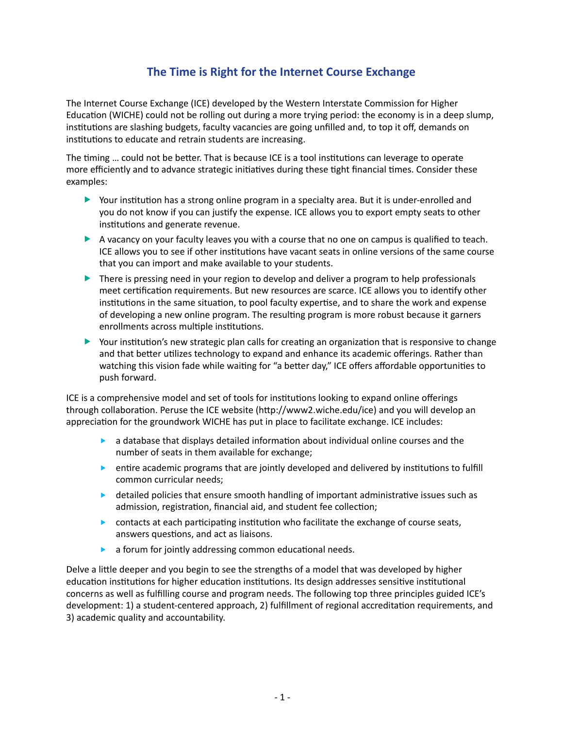# The Time is Right for the Internet Course Exchange

The Internet Course Exchange (ICE) developed by the Western Interstate Commission for Higher Education (WICHE) could not be rolling out during a more trying period: the economy is in a deep slump, institutions are slashing budgets, faculty vacancies are going unfilled and, to top it off, demands on institutions to educate and retrain students are increasing.

The timing … could not be better. That is because ICE is a tool institutions can leverage to operate more efficiently and to advance strategic initiatives during these tight financial times. Consider these examples:

- Your institution has a strong online program in a specialty area. But it is under-enrolled and you do not know if you can justify the expense. ICE allows you to export empty seats to other institutions and generate revenue.
- A vacancy on your faculty leaves you with a course that no one on campus is qualified to teach. ICE allows you to see if other institutions have vacant seats in online versions of the same course that you can import and make available to your students.
- There is pressing need in your region to develop and deliver a program to help professionals meet certification requirements. But new resources are scarce. ICE allows you to identify other institutions in the same situation, to pool faculty expertise, and to share the work and expense of developing a new online program. The resulting program is more robust because it garners enrollments across multiple institutions.
- Your institution's new strategic plan calls for creating an organization that is responsive to change and that better utilizes technology to expand and enhance its academic offerings. Rather than watching this vision fade while waiting for "a better day," ICE offers affordable opportunities to push forward.

ICE is a comprehensive model and set of tools for institutions looking to expand online offerings through collaboration. Peruse the ICE website (http://www2.wiche.edu/ice) and you will develop an appreciation for the groundwork WICHE has put in place to facilitate exchange. ICE includes:

- a database that displays detailed information about individual online courses and the number of seats in them available for exchange;
- entire academic programs that are jointly developed and delivered by institutions to fulfill common curricular needs;
- detailed policies that ensure smooth handling of important administrative issues such as admission, registration, financial aid, and student fee collection;
- contacts at each participating institution who facilitate the exchange of course seats, answers questions, and act as liaisons.
- a forum for jointly addressing common educational needs.

Delve a little deeper and you begin to see the strengths of a model that was developed by higher education institutions for higher education institutions. Its design addresses sensitive institutional concerns as well as fulfilling course and program needs. The following top three principles guided ICE's development: 1) a student-centered approach, 2) fulfillment of regional accreditation requirements, and 3) academic quality and accountability.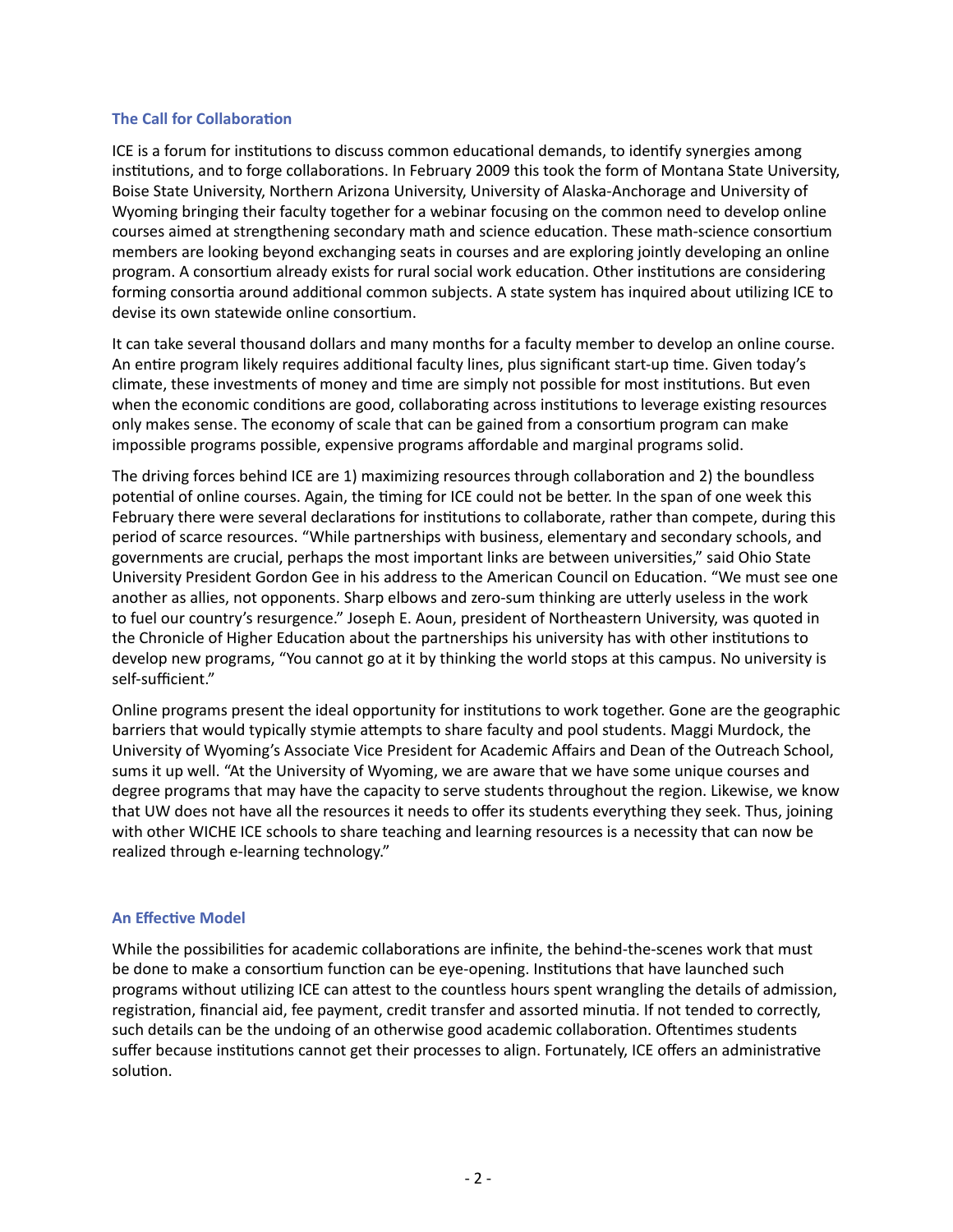## The Call for Collaboration

ICE is a forum for institutions to discuss common educational demands, to identify synergies among institutions, and to forge collaborations. In February 2009 this took the form of Montana State University, Boise State University, Northern Arizona University, University of Alaska-Anchorage and University of Wyoming bringing their faculty together for a webinar focusing on the common need to develop online courses aimed at strengthening secondary math and science education. These math-science consortium members are looking beyond exchanging seats in courses and are exploring jointly developing an online program. A consortium already exists for rural social work education. Other institutions are considering forming consortia around additional common subjects. A state system has inquired about utilizing ICE to devise its own statewide online consortium.

It can take several thousand dollars and many months for a faculty member to develop an online course. An entire program likely requires additional faculty lines, plus significant start-up time. Given today's climate, these investments of money and time are simply not possible for most institutions. But even when the economic conditions are good, collaborating across institutions to leverage existing resources only makes sense. The economy of scale that can be gained from a consortium program can make impossible programs possible, expensive programs affordable and marginal programs solid.

The driving forces behind ICE are 1) maximizing resources through collaboration and 2) the boundless potential of online courses. Again, the timing for ICE could not be better. In the span of one week this February there were several declarations for institutions to collaborate, rather than compete, during this period of scarce resources. "While partnerships with business, elementary and secondary schools, and governments are crucial, perhaps the most important links are between universities," said Ohio State University President Gordon Gee in his address to the American Council on Education. "We must see one another as allies, not opponents. Sharp elbows and zero-sum thinking are utterly useless in the work to fuel our country's resurgence." Joseph E. Aoun, president of Northeastern University, was quoted in the Chronicle of Higher Education about the partnerships his university has with other institutions to develop new programs, "You cannot go at it by thinking the world stops at this campus. No university is self-sufficient."

Online programs present the ideal opportunity for institutions to work together. Gone are the geographic barriers that would typically stymie attempts to share faculty and pool students. Maggi Murdock, the University of Wyoming's Associate Vice President for Academic Affairs and Dean of the Outreach School, sums it up well. "At the University of Wyoming, we are aware that we have some unique courses and degree programs that may have the capacity to serve students throughout the region. Likewise, we know that UW does not have all the resources it needs to offer its students everything they seek. Thus, joining with other WICHE ICE schools to share teaching and learning resources is a necessity that can now be realized through e-learning technology."

## An Effective Model

While the possibilities for academic collaborations are infinite, the behind-the-scenes work that must be done to make a consortium function can be eye-opening. Institutions that have launched such programs without utilizing ICE can attest to the countless hours spent wrangling the details of admission, registration, financial aid, fee payment, credit transfer and assorted minutia. If not tended to correctly, such details can be the undoing of an otherwise good academic collaboration. Oftentimes students suffer because institutions cannot get their processes to align. Fortunately, ICE offers an administrative solution.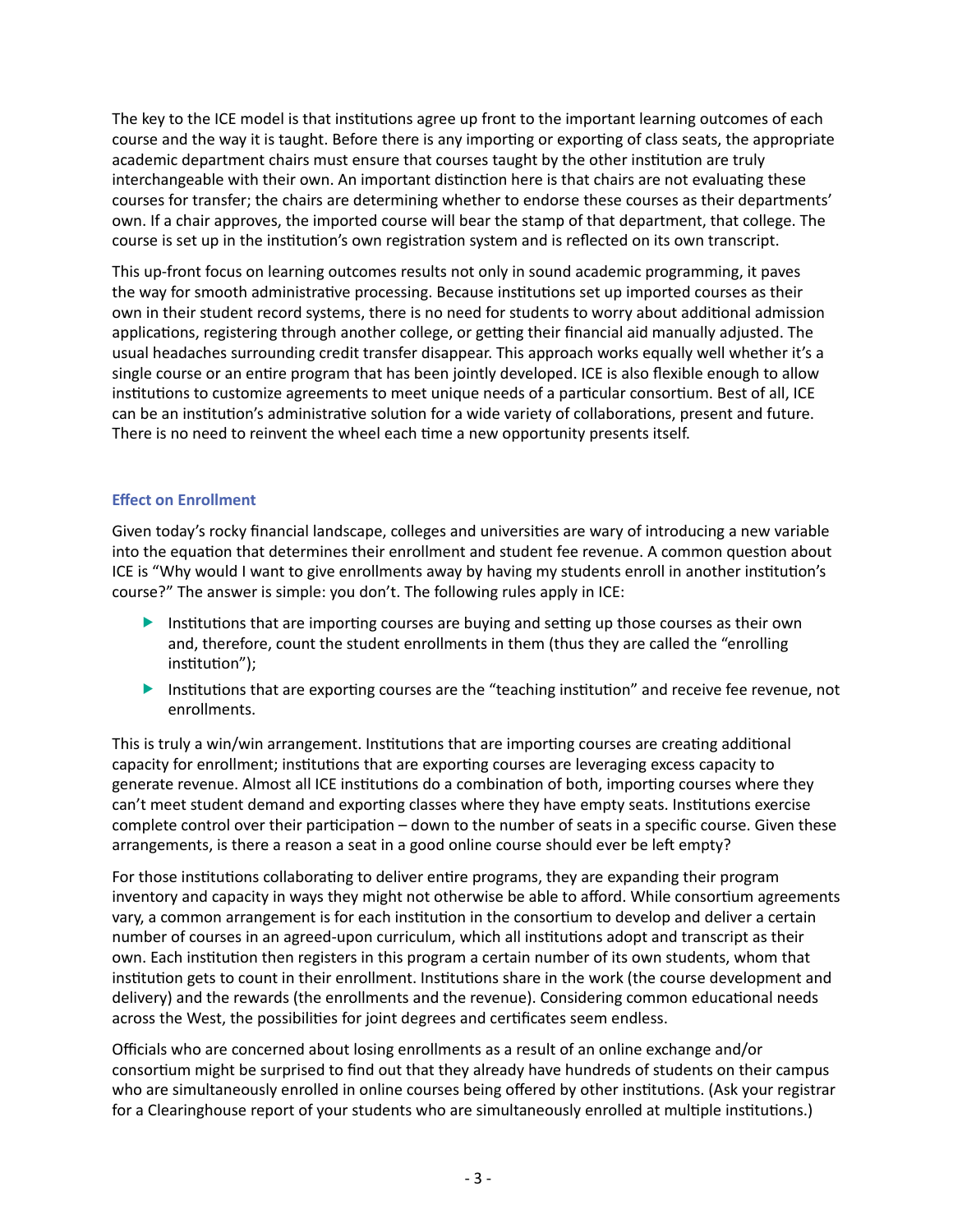The key to the ICE model is that institutions agree up front to the important learning outcomes of each course and the way it is taught. Before there is any importing or exporting of class seats, the appropriate academic department chairs must ensure that courses taught by the other institution are truly interchangeable with their own. An important distinction here is that chairs are not evaluating these courses for transfer; the chairs are determining whether to endorse these courses as their departments' own. If a chair approves, the imported course will bear the stamp of that department, that college. The course is set up in the institution's own registration system and is reflected on its own transcript.

This up-front focus on learning outcomes results not only in sound academic programming, it paves the way for smooth administrative processing. Because institutions set up imported courses as their own in their student record systems, there is no need for students to worry about additional admission applications, registering through another college, or getting their financial aid manually adjusted. The usual headaches surrounding credit transfer disappear. This approach works equally well whether it's a single course or an entire program that has been jointly developed. ICE is also flexible enough to allow institutions to customize agreements to meet unique needs of a particular consortium. Best of all, ICE can be an institution's administrative solution for a wide variety of collaborations, present and future. There is no need to reinvent the wheel each time a new opportunity presents itself.

### Effect on Enrollment

Given today's rocky financial landscape, colleges and universities are wary of introducing a new variable into the equation that determines their enrollment and student fee revenue. A common question about ICE is "Why would I want to give enrollments away by having my students enroll in another institution's course?" The answer is simple: you don't. The following rules apply in ICE:

- Institutions that are importing courses are buying and setting up those courses as their own and, therefore, count the student enrollments in them (thus they are called the "enrolling institution");
- Institutions that are exporting courses are the "teaching institution" and receive fee revenue, not enrollments.

This is truly a win/win arrangement. Institutions that are importing courses are creating additional capacity for enrollment; institutions that are exporting courses are leveraging excess capacity to generate revenue. Almost all ICE institutions do a combination of both, importing courses where they can't meet student demand and exporting classes where they have empty seats. Institutions exercise complete control over their participation – down to the number of seats in a specific course. Given these arrangements, is there a reason a seat in a good online course should ever be left empty?

For those institutions collaborating to deliver entire programs, they are expanding their program inventory and capacity in ways they might not otherwise be able to afford. While consortium agreements vary, a common arrangement is for each institution in the consortium to develop and deliver a certain number of courses in an agreed-upon curriculum, which all institutions adopt and transcript as their own. Each institution then registers in this program a certain number of its own students, whom that institution gets to count in their enrollment. Institutions share in the work (the course development and delivery) and the rewards (the enrollments and the revenue). Considering common educational needs across the West, the possibilities for joint degrees and certificates seem endless.

Officials who are concerned about losing enrollments as a result of an online exchange and/or consortium might be surprised to find out that they already have hundreds of students on their campus who are simultaneously enrolled in online courses being offered by other institutions. (Ask your registrar for a Clearinghouse report of your students who are simultaneously enrolled at multiple institutions.)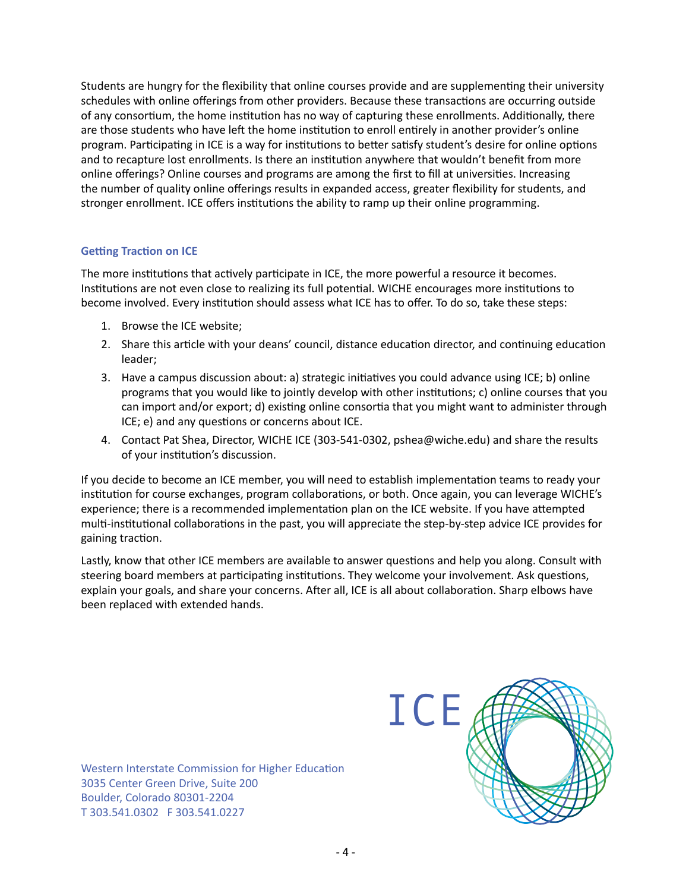Students are hungry for the flexibility that online courses provide and are supplementing their university schedules with online offerings from other providers. Because these transactions are occurring outside of any consortium, the home institution has no way of capturing these enrollments. Additionally, there are those students who have left the home institution to enroll entirely in another provider's online program. Participating in ICE is a way for institutions to better satisfy student's desire for online options and to recapture lost enrollments. Is there an institution anywhere that wouldn't benefit from more online offerings? Online courses and programs are among the first to fill at universities. Increasing the number of quality online offerings results in expanded access, greater flexibility for students, and stronger enrollment. ICE offers institutions the ability to ramp up their online programming.

### Getting Traction on ICE

The more institutions that actively participate in ICE, the more powerful a resource it becomes. Institutions are not even close to realizing its full potential. WICHE encourages more institutions to become involved. Every institution should assess what ICE has to offer. To do so, take these steps:

1. Browse the ICE website;
2. Share this article with your deans' council, distance education director, and continuing education leader;
3. Have a campus discussion about: a) strategic initiatives you could advance using ICE; b) online programs that you would like to jointly develop with other institutions; c) online courses that you can import and/or export; d) existing online consortia that you might want to administer through ICE; e) and any questions or concerns about ICE.
4. Contact Pat Shea, Director, WICHE ICE (303-541-0302, pshea@wiche.edu) and share the results of your institution's discussion.

If you decide to become an ICE member, you will need to establish implementation teams to ready your institution for course exchanges, program collaborations, or both. Once again, you can leverage WICHE's experience; there is a recommended implementation plan on the ICE website. If you have attempted multi-institutional collaborations in the past, you will appreciate the step-by-step advice ICE provides for gaining traction.

Lastly, know that other ICE members are available to answer questions and help you along. Consult with steering board members at participating institutions. They welcome your involvement. Ask questions, explain your goals, and share your concerns. After all, ICE is all about collaboration. Sharp elbows have been replaced with extended hands.

Western Interstate Commission for Higher Education
3035 Center Green Drive, Suite 200
Boulder, Colorado 80301-2204
T 303.541.0302 F 303.541.0227

ICE